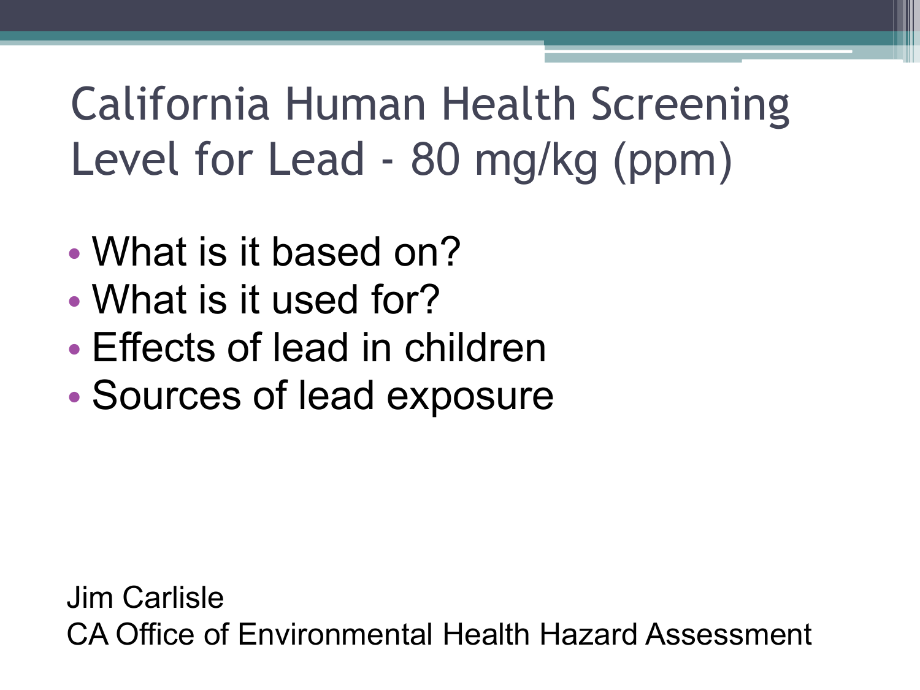# California Human Health Screening Level for Lead - 80 mg/kg (ppm)

- What is it based on?
- What is it used for?
- Effects of lead in children
- Sources of lead exposure

Jim Carlisle
CA Office of Environmental Health Hazard Assessment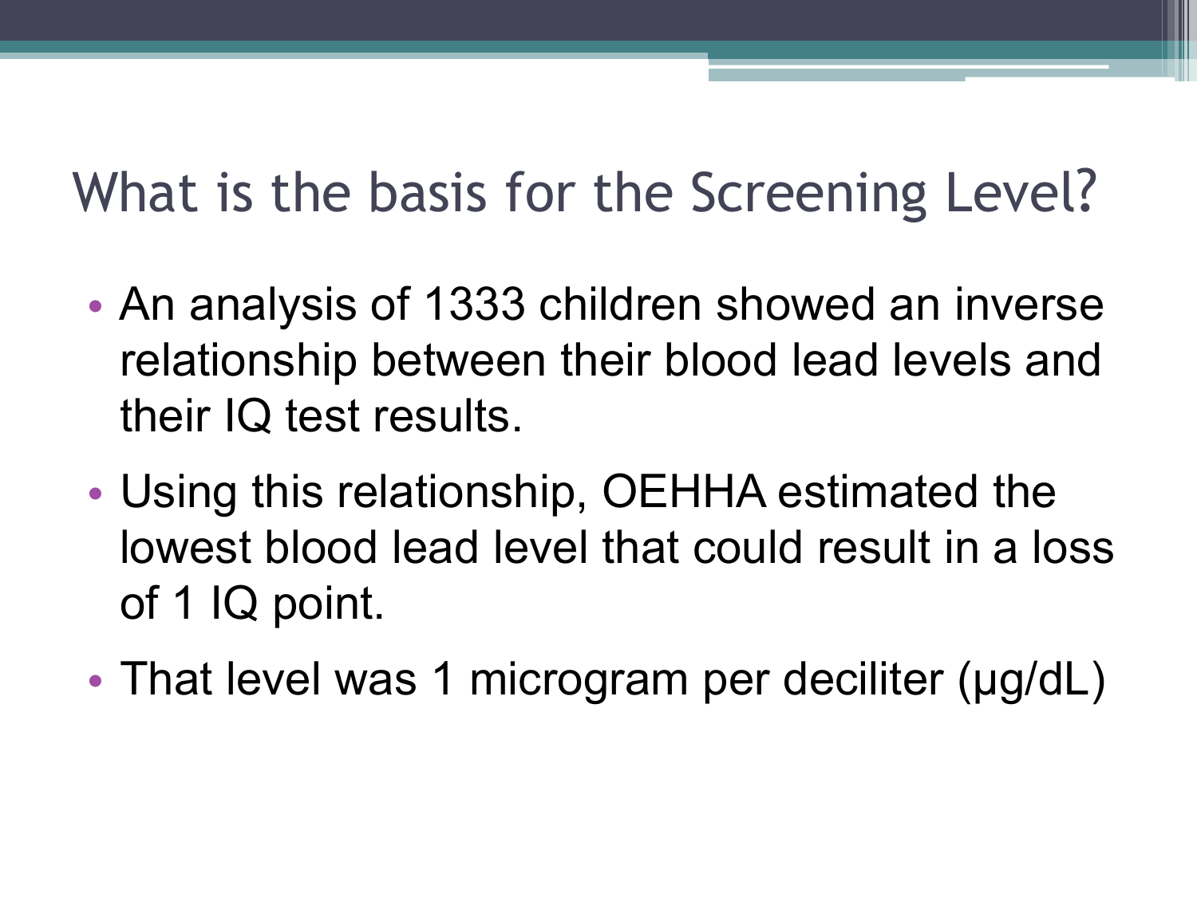# What is the basis for the Screening Level?

- An analysis of 1333 children showed an inverse relationship between their blood lead levels and their IQ test results.
- Using this relationship, OEHHA estimated the lowest blood lead level that could result in a loss of 1 IQ point.
- That level was 1 microgram per deciliter (μg/dL)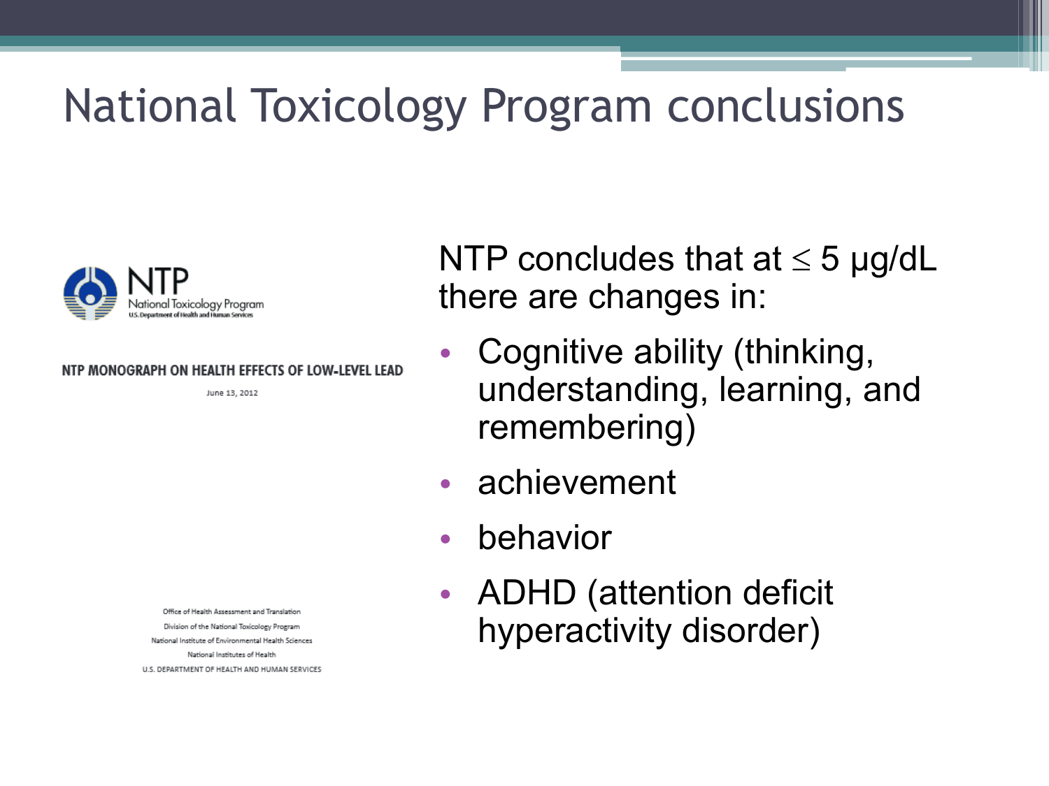# National Toxicology Program conclusions

NTP
National Toxicology Program
U.S. Department of Health and Human Services

NTP MONOGRAPH ON HEALTH EFFECTS OF LOW-LEVEL LEAD

June 13, 2012

Office of Health Assessment and Translation
Division of the National Toxicology Program
National Institute of Environmental Health Sciences
National Institutes of Health
U.S. DEPARTMENT OF HEALTH AND HUMAN SERVICES

NTP concludes that at $\leq$ 5 μg/dL there are changes in:

- Cognitive ability (thinking, understanding, learning, and remembering)
- achievement
- behavior
- ADHD (attention deficit hyperactivity disorder)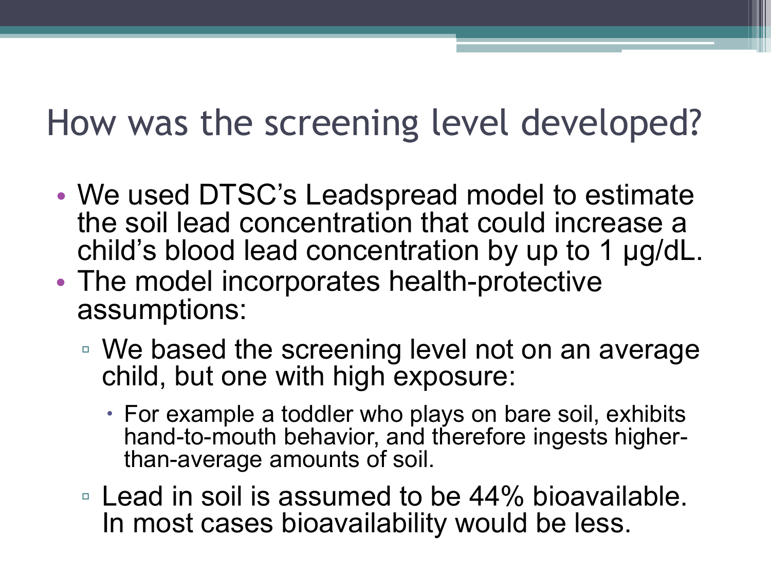# How was the screening level developed?

- We used DTSC's Leadspread model to estimate the soil lead concentration that could increase a child's blood lead concentration by up to 1 μg/dL.
- The model incorporates health-protective assumptions:
  - We based the screening level not on an average child, but one with high exposure:
    - For example a toddler who plays on bare soil, exhibits hand-to-mouth behavior, and therefore ingests higher-than-average amounts of soil.
  - Lead in soil is assumed to be 44% bioavailable. In most cases bioavailability would be less.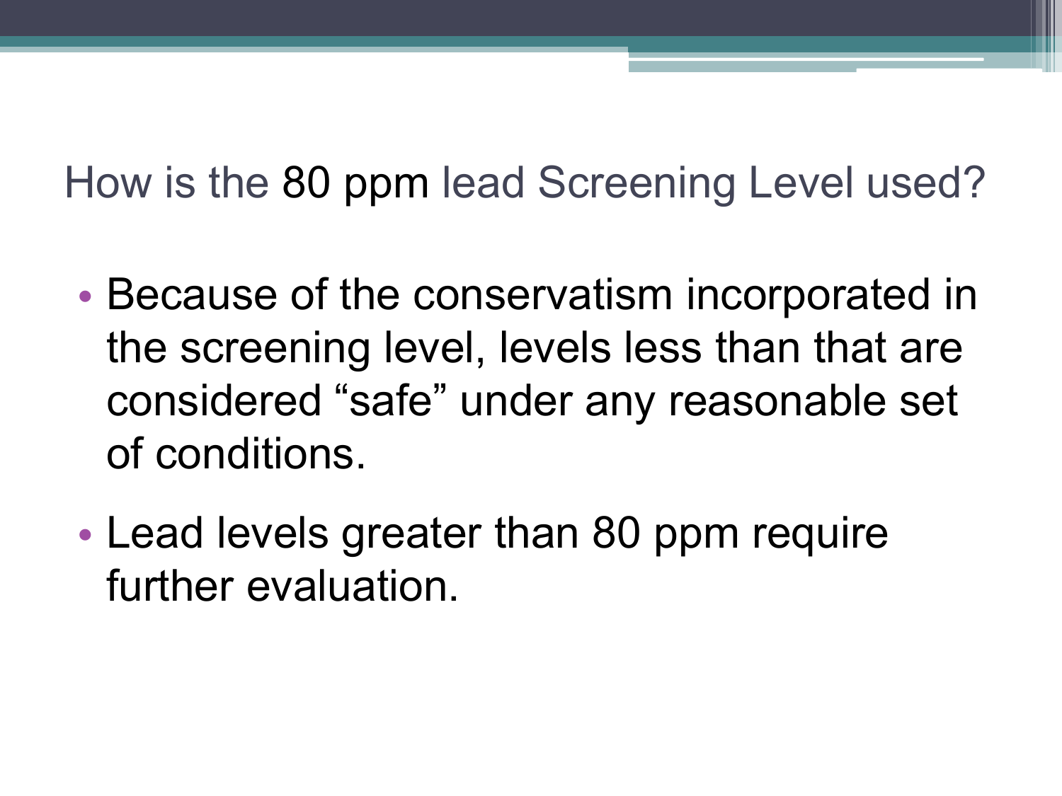# How is the 80 ppm lead Screening Level used?

- Because of the conservatism incorporated in the screening level, levels less than that are considered “safe” under any reasonable set of conditions.
- Lead levels greater than 80 ppm require further evaluation.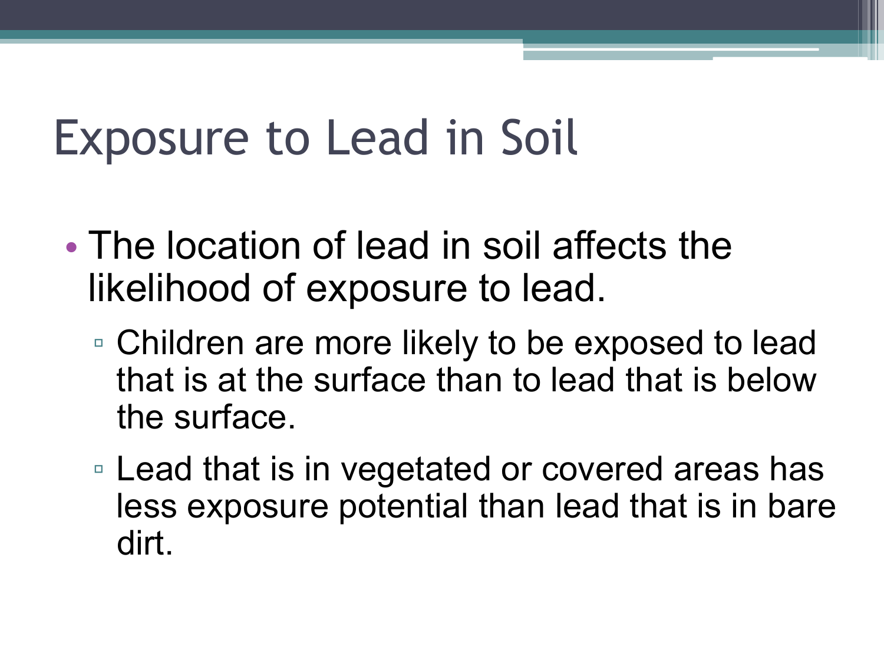# Exposure to Lead in Soil

- The location of lead in soil affects the likelihood of exposure to lead.
  - Children are more likely to be exposed to lead that is at the surface than to lead that is below the surface.
  - Lead that is in vegetated or covered areas has less exposure potential than lead that is in bare dirt.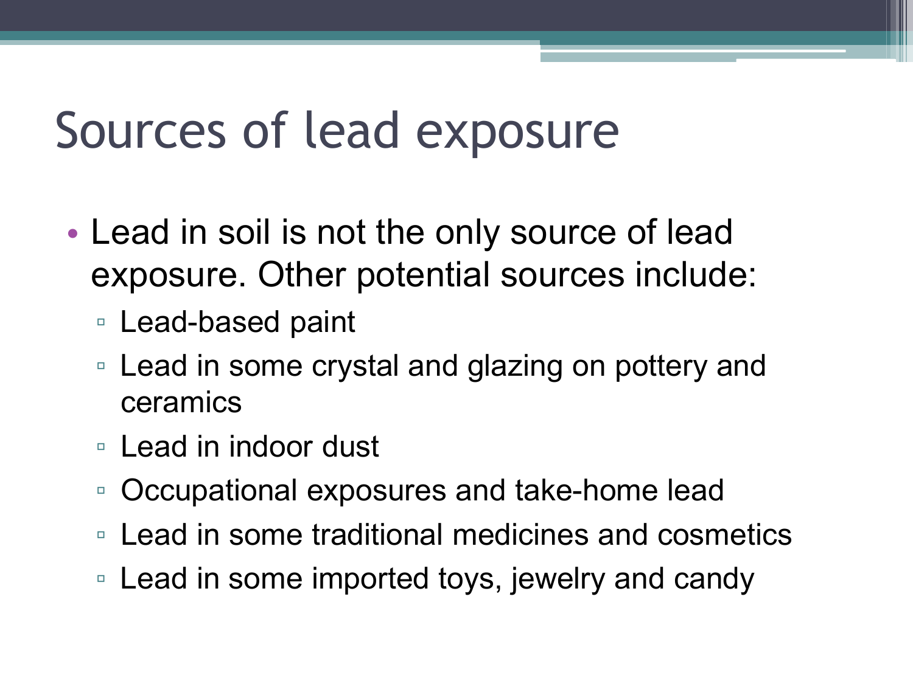# Sources of lead exposure

- Lead in soil is not the only source of lead exposure. Other potential sources include:
  - Lead-based paint
  - Lead in some crystal and glazing on pottery and ceramics
  - Lead in indoor dust
  - Occupational exposures and take-home lead
  - Lead in some traditional medicines and cosmetics
  - Lead in some imported toys, jewelry and candy